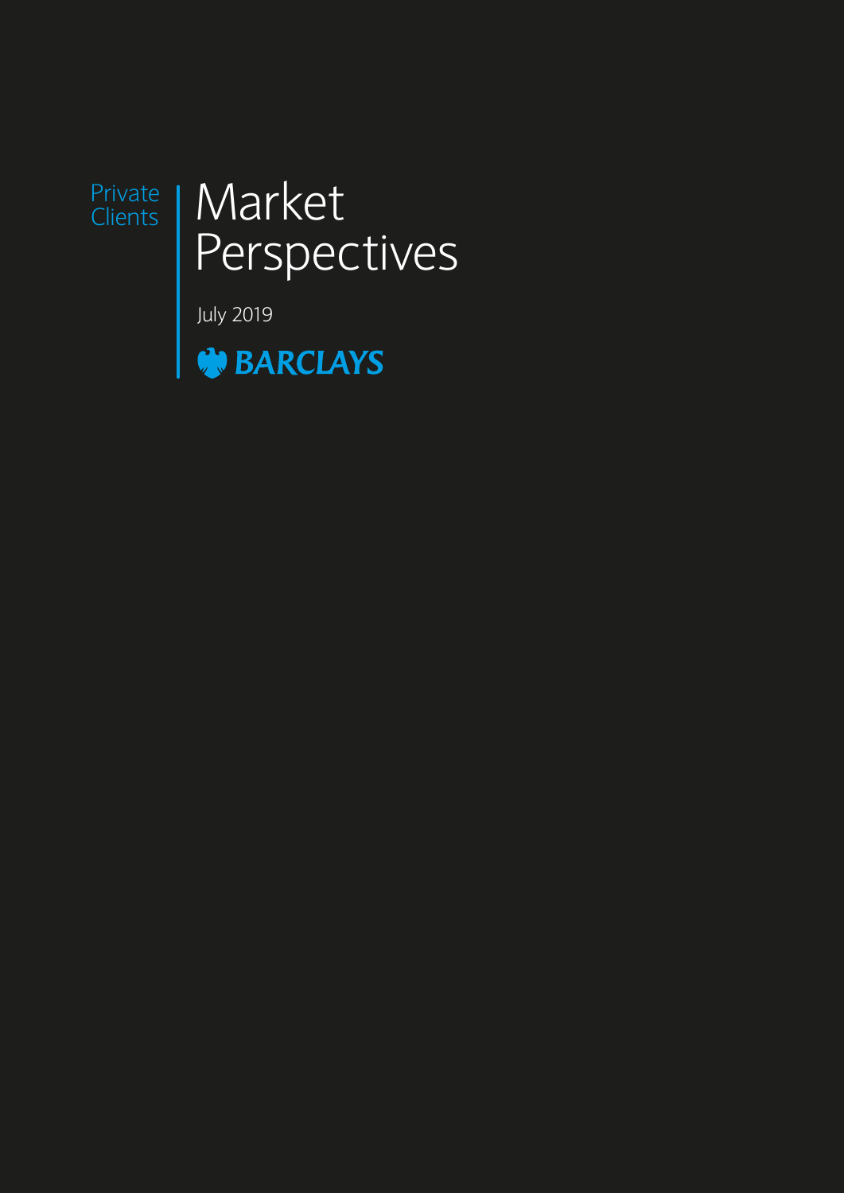Private Clients

# Market Perspectives

July 2019

BARCLAYS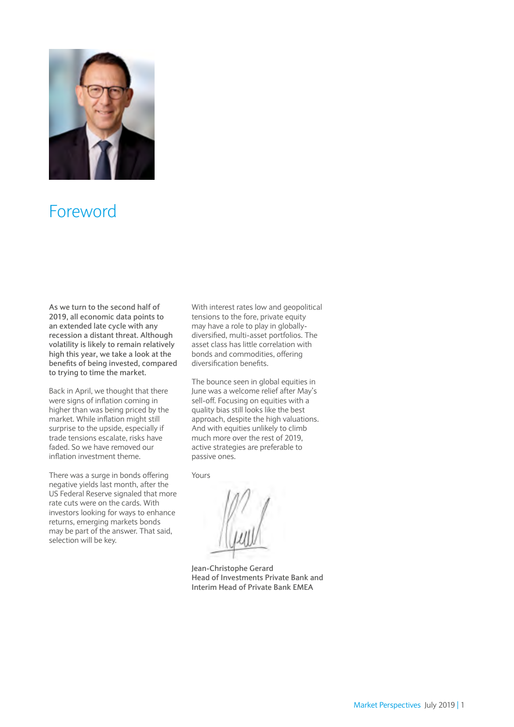# Foreword

**As we turn to the second half of 2019, all economic data points to an extended late cycle with any recession a distant threat. Although volatility is likely to remain relatively high this year, we take a look at the benefits of being invested, compared to trying to time the market.**

Back in April, we thought that there were signs of inflation coming in higher than was being priced by the market. While inflation might still surprise to the upside, especially if trade tensions escalate, risks have faded. So we have removed our inflation investment theme.

There was a surge in bonds offering negative yields last month, after the US Federal Reserve signaled that more rate cuts were on the cards. With investors looking for ways to enhance returns, emerging markets bonds may be part of the answer. That said, selection will be key.

With interest rates low and geopolitical tensions to the fore, private equity may have a role to play in globally-diversified, multi-asset portfolios. The asset class has little correlation with bonds and commodities, offering diversification benefits.

The bounce seen in global equities in June was a welcome relief after May's sell-off. Focusing on equities with a quality bias still looks like the best approach, despite the high valuations. And with equities unlikely to climb much more over the rest of 2019, active strategies are preferable to passive ones.

Yours

**Jean-Christophe Gerard**
**Head of Investments Private Bank and Interim Head of Private Bank EMEA**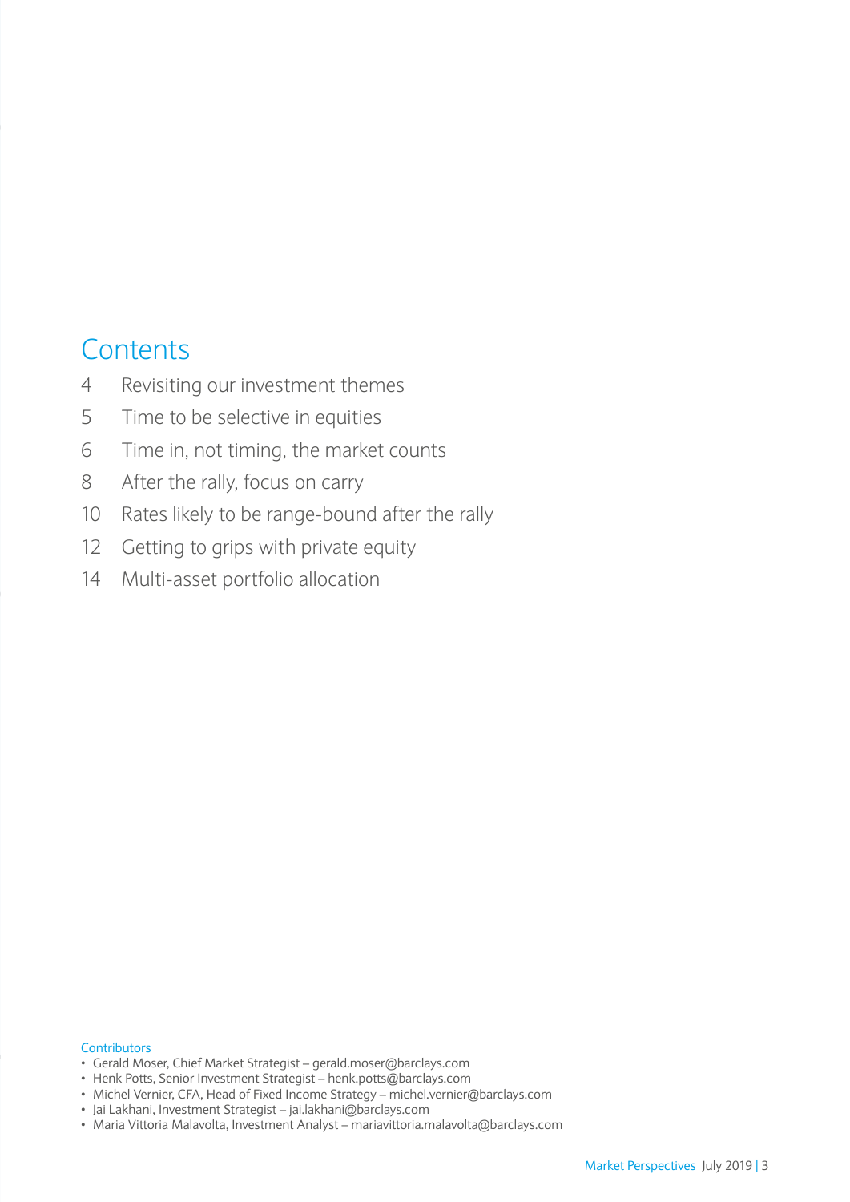# Contents

4 Revisiting our investment themes

5 Time to be selective in equities

6 Time in, not timing, the market counts

8 After the rally, focus on carry

10 Rates likely to be range-bound after the rally

12 Getting to grips with private equity

14 Multi-asset portfolio allocation

Contributors

- Gerald Moser, Chief Market Strategist – gerald.moser@barclays.com
- Henk Potts, Senior Investment Strategist – henk.potts@barclays.com
- Michel Vernier, CFA, Head of Fixed Income Strategy – michel.vernier@barclays.com
- Jai Lakhani, Investment Strategist – jai.lakhani@barclays.com
- Maria Vittoria Malavolta, Investment Analyst – mariavittoria.malavolta@barclays.com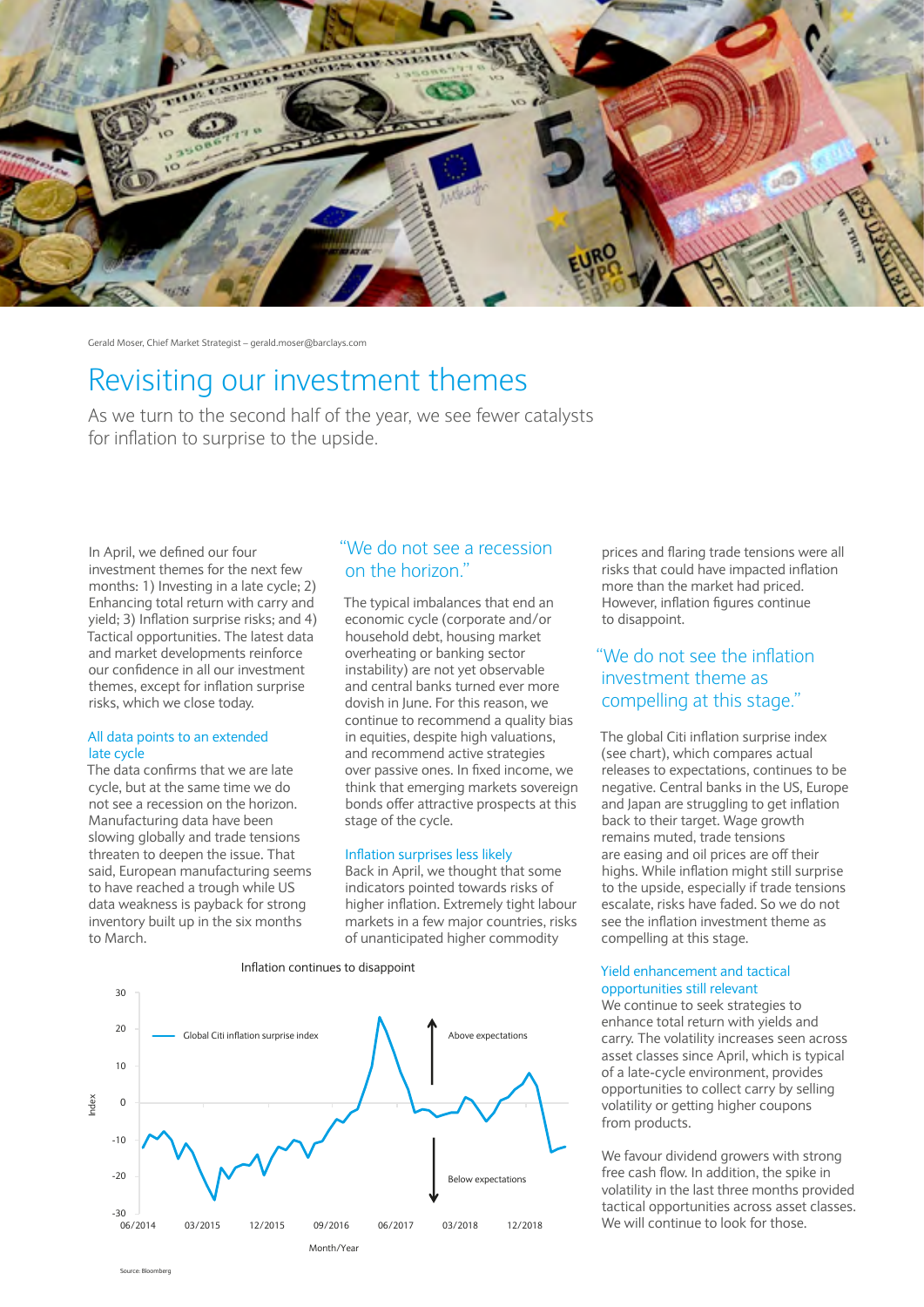Gerald Moser, Chief Market Strategist – gerald.moser@barclays.com

# Revisiting our investment themes

As we turn to the second half of the year, we see fewer catalysts for inflation to surprise to the upside.

In April, we defined our four investment themes for the next few months: 1) Investing in a late cycle; 2) Enhancing total return with carry and yield; 3) Inflation surprise risks; and 4) Tactical opportunities. The latest data and market developments reinforce our confidence in all our investment themes, except for inflation surprise risks, which we close today.

### All data points to an extended late cycle

The data confirms that we are late cycle, but at the same time we do not see a recession on the horizon. Manufacturing data have been slowing globally and trade tensions threaten to deepen the issue. That said, European manufacturing seems to have reached a trough while US data weakness is payback for strong inventory built up in the six months to March.

> "We do not see a recession on the horizon."

The typical imbalances that end an economic cycle (corporate and/or household debt, housing market overheating or banking sector instability) are not yet observable and central banks turned ever more dovish in June. For this reason, we continue to recommend a quality bias in equities, despite high valuations, and recommend active strategies over passive ones. In fixed income, we think that emerging markets sovereign bonds offer attractive prospects at this stage of the cycle.

### Inflation surprises less likely

Back in April, we thought that some indicators pointed towards risks of higher inflation. Extremely tight labour markets in a few major countries, risks of unanticipated higher commodity prices and flaring trade tensions were all risks that could have impacted inflation more than the market had priced. However, inflation figures continue to disappoint.

> "We do not see the inflation investment theme as compelling at this stage."

The global Citi inflation surprise index (see chart), which compares actual releases to expectations, continues to be negative. Central banks in the US, Europe and Japan are struggling to get inflation back to their target. Wage growth remains muted, trade tensions are easing and oil prices are off their highs. While inflation might still surprise to the upside, especially if trade tensions escalate, risks have faded. So we do not see the inflation investment theme as compelling at this stage.

Inflation continues to disappoint

Source: Bloomberg

### Yield enhancement and tactical opportunities still relevant

We continue to seek strategies to enhance total return with yields and carry. The volatility increases seen across asset classes since April, which is typical of a late-cycle environment, provides opportunities to collect carry by selling volatility or getting higher coupons from products.

We favour dividend growers with strong free cash flow. In addition, the spike in volatility in the last three months provided tactical opportunities across asset classes. We will continue to look for those.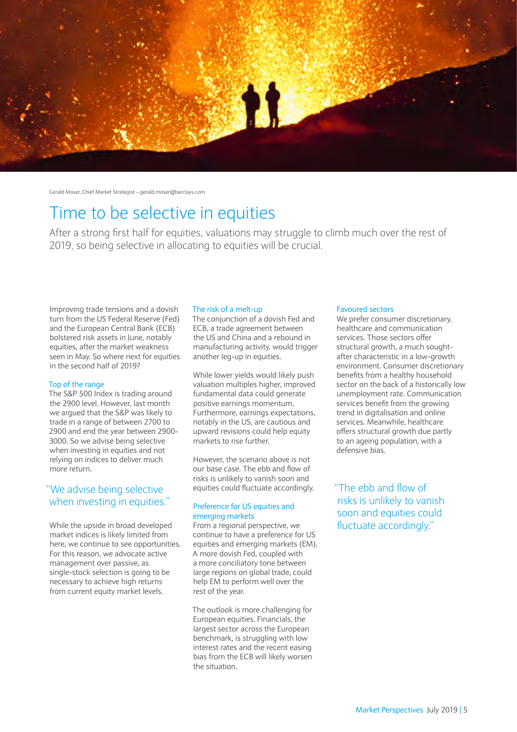Gerald Moser, Chief Market Strategist – gerald.moser@barclays.com

# Time to be selective in equities

After a strong first half for equities, valuations may struggle to climb much over the rest of 2019, so being selective in allocating to equities will be crucial.

Improving trade tensions and a dovish turn from the US Federal Reserve (Fed) and the European Central Bank (ECB) bolstered risk assets in June, notably equities, after the market weakness seen in May. So where next for equities in the second half of 2019?

### Top of the range

The S&P 500 Index is trading around the 2900 level. However, last month we argued that the S&P was likely to trade in a range of between 2700 to 2900 and end the year between 2900-3000. So we advise being selective when investing in equities and not relying on indices to deliver much more return.

> "We advise being selective when investing in equities."

While the upside in broad developed market indices is likely limited from here, we continue to see opportunities. For this reason, we advocate active management over passive, as single-stock selection is going to be necessary to achieve high returns from current equity market levels.

### The risk of a melt-up

The conjunction of a dovish Fed and ECB, a trade agreement between the US and China and a rebound in manufacturing activity, would trigger another leg-up in equities.

While lower yields would likely push valuation multiples higher, improved fundamental data could generate positive earnings momentum. Furthermore, earnings expectations, notably in the US, are cautious and upward revisions could help equity markets to rise further.

However, the scenario above is not our base case. The ebb and flow of risks is unlikely to vanish soon and equities could fluctuate accordingly.

### Preference for US equities and emerging markets

From a regional perspective, we continue to have a preference for US equities and emerging markets (EM). A more dovish Fed, coupled with a more conciliatory tone between large regions on global trade, could help EM to perform well over the rest of the year.

The outlook is more challenging for European equities. Financials, the largest sector across the European benchmark, is struggling with low interest rates and the recent easing bias from the ECB will likely worsen the situation.

### Favoured sectors

We prefer consumer discretionary, healthcare and communication services. Those sectors offer structural growth, a much sought-after characteristic in a low-growth environment. Consumer discretionary benefits from a healthy household sector on the back of a historically low unemployment rate. Communication services benefit from the growing trend in digitalisation and online services. Meanwhile, healthcare offers structural growth due partly to an ageing population, with a defensive bias.

> "The ebb and flow of risks is unlikely to vanish soon and equities could fluctuate accordingly."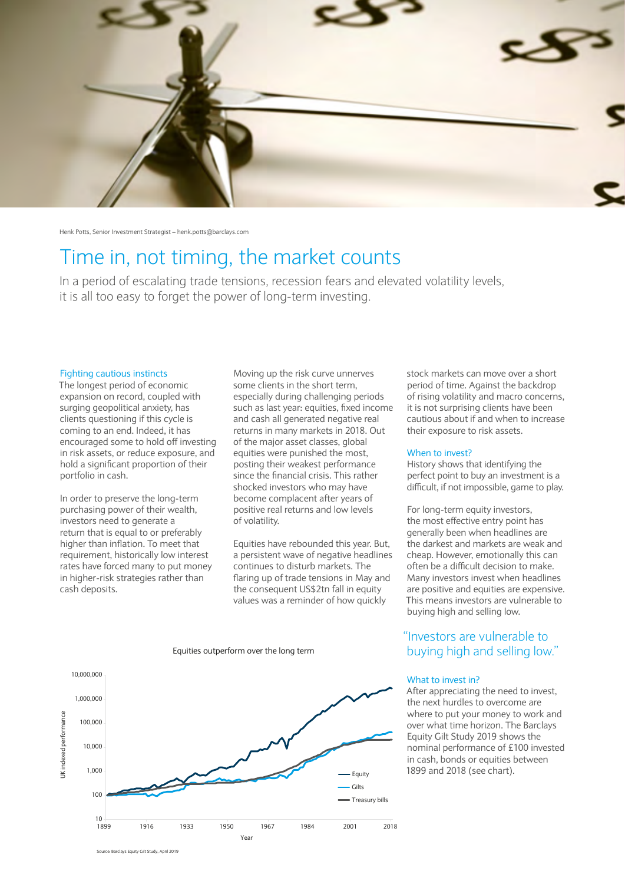Henk Potts, Senior Investment Strategist – henk.potts@barclays.com

# Time in, not timing, the market counts

In a period of escalating trade tensions, recession fears and elevated volatility levels, it is all too easy to forget the power of long-term investing.

### Fighting cautious instincts

The longest period of economic expansion on record, coupled with surging geopolitical anxiety, has clients questioning if this cycle is coming to an end. Indeed, it has encouraged some to hold off investing in risk assets, or reduce exposure, and hold a significant proportion of their portfolio in cash.

In order to preserve the long-term purchasing power of their wealth, investors need to generate a return that is equal to or preferably higher than inflation. To meet that requirement, historically low interest rates have forced many to put money in higher-risk strategies rather than cash deposits.

Moving up the risk curve unnerves some clients in the short term, especially during challenging periods such as last year: equities, fixed income and cash all generated negative real returns in many markets in 2018. Out of the major asset classes, global equities were punished the most, posting their weakest performance since the financial crisis. This rather shocked investors who may have become complacent after years of positive real returns and low levels of volatility.

Equities have rebounded this year. But, a persistent wave of negative headlines continues to disturb markets. The flaring up of trade tensions in May and the consequent US$2tn fall in equity values was a reminder of how quickly stock markets can move over a short period of time. Against the backdrop of rising volatility and macro concerns, it is not surprising clients have been cautious about if and when to increase their exposure to risk assets.

### When to invest?

History shows that identifying the perfect point to buy an investment is a difficult, if not impossible, game to play.

For long-term equity investors, the most effective entry point has generally been when headlines are the darkest and markets are weak and cheap. However, emotionally this can often be a difficult decision to make. Many investors invest when headlines are positive and equities are expensive. This means investors are vulnerable to buying high and selling low.

> "Investors are vulnerable to buying high and selling low."

### What to invest in?

After appreciating the need to invest, the next hurdles to overcome are where to put your money to work and over what time horizon. The Barclays Equity Gilt Study 2019 shows the nominal performance of £100 invested in cash, bonds or equities between 1899 and 2018 (see chart).

Equities outperform over the long term

[Chart: UK indexed performance (log scale, 10 to 10,000,000) by Year, 1899–2018; series: Equity, Gilts, Treasury bills]

Source: Barclays Equity Gilt Study, April 2019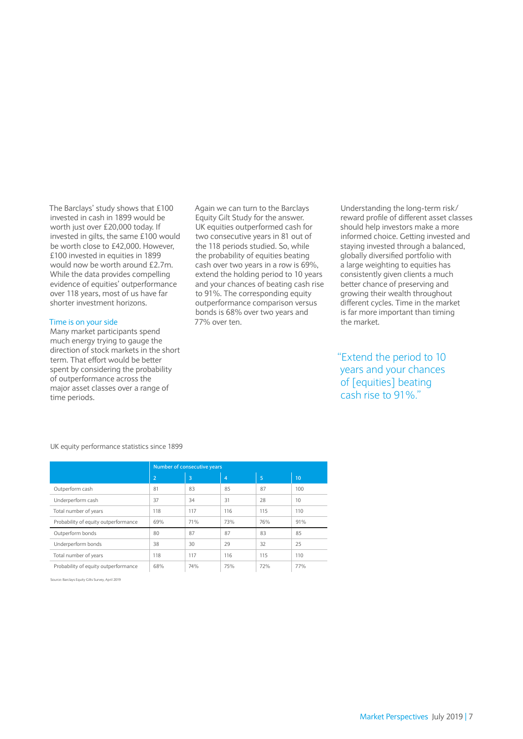The Barclays' study shows that £100 invested in cash in 1899 would be worth just over £20,000 today. If invested in gilts, the same £100 would be worth close to £42,000. However, £100 invested in equities in 1899 would now be worth around £2.7m. While the data provides compelling evidence of equities' outperformance over 118 years, most of us have far shorter investment horizons.

### Time is on your side

Many market participants spend much energy trying to gauge the direction of stock markets in the short term. That effort would be better spent by considering the probability of outperformance across the major asset classes over a range of time periods.

Again we can turn to the Barclays Equity Gilt Study for the answer. UK equities outperformed cash for two consecutive years in 81 out of the 118 periods studied. So, while the probability of equities beating cash over two years in a row is 69%, extend the holding period to 10 years and your chances of beating cash rise to 91%. The corresponding equity outperformance comparison versus bonds is 68% over two years and 77% over ten.

Understanding the long-term risk/reward profile of different asset classes should help investors make a more informed choice. Getting invested and staying invested through a balanced, globally diversified portfolio with a large weighting to equities has consistently given clients a much better chance of preserving and growing their wealth throughout different cycles. Time in the market is far more important than timing the market.

> "Extend the period to 10 years and your chances of [equities] beating cash rise to 91%."

UK equity performance statistics since 1899

| | Number of consecutive years | | | | |
|---|---|---|---|---|---|
| | 2 | 3 | 4 | 5 | 10 |
| Outperform cash | 81 | 83 | 85 | 87 | 100 |
| Underperform cash | 37 | 34 | 31 | 28 | 10 |
| Total number of years | 118 | 117 | 116 | 115 | 110 |
| Probability of equity outperformance | 69% | 71% | 73% | 76% | 91% |
| Outperform bonds | 80 | 87 | 87 | 83 | 85 |
| Underperform bonds | 38 | 30 | 29 | 32 | 25 |
| Total number of years | 118 | 117 | 116 | 115 | 110 |
| Probability of equity outperformance | 68% | 74% | 75% | 72% | 77% |

Source: Barclays Equity Gilts Survey, April 2019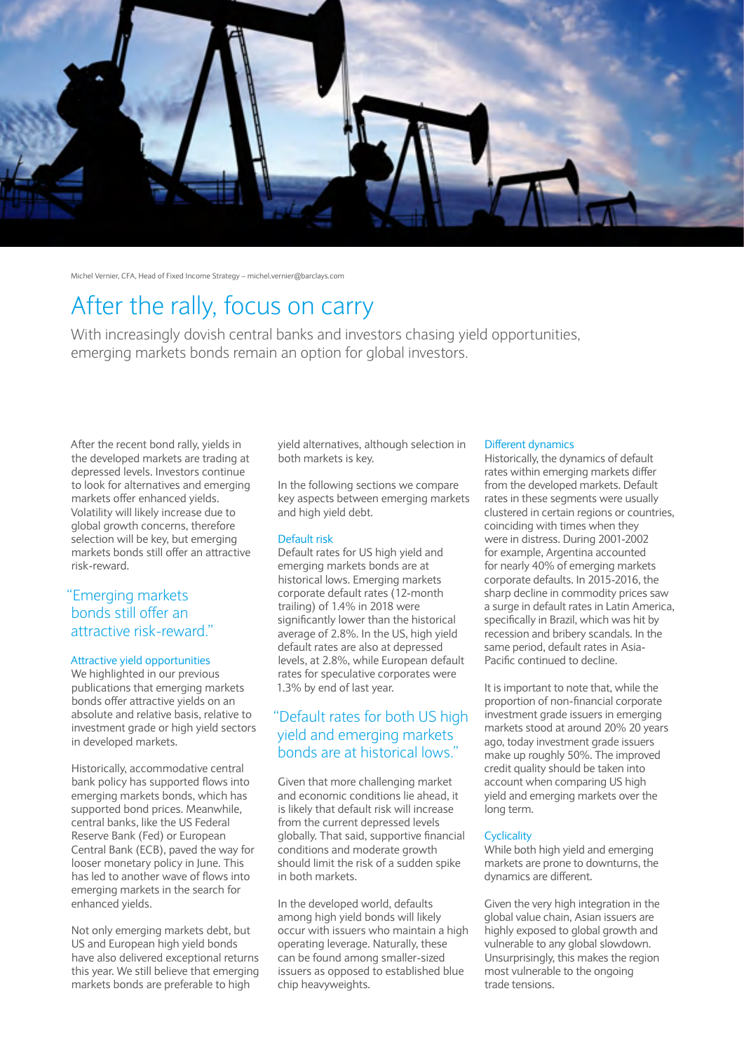Michel Vernier, CFA, Head of Fixed Income Strategy – michel.vernier@barclays.com

# After the rally, focus on carry

With increasingly dovish central banks and investors chasing yield opportunities, emerging markets bonds remain an option for global investors.

After the recent bond rally, yields in the developed markets are trading at depressed levels. Investors continue to look for alternatives and emerging markets offer enhanced yields. Volatility will likely increase due to global growth concerns, therefore selection will be key, but emerging markets bonds still offer an attractive risk-reward.

> "Emerging markets bonds still offer an attractive risk-reward."

### Attractive yield opportunities

We highlighted in our previous publications that emerging markets bonds offer attractive yields on an absolute and relative basis, relative to investment grade or high yield sectors in developed markets.

Historically, accommodative central bank policy has supported flows into emerging markets bonds, which has supported bond prices. Meanwhile, central banks, like the US Federal Reserve Bank (Fed) or European Central Bank (ECB), paved the way for looser monetary policy in June. This has led to another wave of flows into emerging markets in the search for enhanced yields.

Not only emerging markets debt, but US and European high yield bonds have also delivered exceptional returns this year. We still believe that emerging markets bonds are preferable to high yield alternatives, although selection in both markets is key.

In the following sections we compare key aspects between emerging markets and high yield debt.

### Default risk

Default rates for US high yield and emerging markets bonds are at historical lows. Emerging markets corporate default rates (12-month trailing) of 1.4% in 2018 were significantly lower than the historical average of 2.8%. In the US, high yield default rates are also at depressed levels, at 2.8%, while European default rates for speculative corporates were 1.3% by end of last year.

> "Default rates for both US high yield and emerging markets bonds are at historical lows."

Given that more challenging market and economic conditions lie ahead, it is likely that default risk will increase from the current depressed levels globally. That said, supportive financial conditions and moderate growth should limit the risk of a sudden spike in both markets.

In the developed world, defaults among high yield bonds will likely occur with issuers who maintain a high operating leverage. Naturally, these can be found among smaller-sized issuers as opposed to established blue chip heavyweights.

### Different dynamics

Historically, the dynamics of default rates within emerging markets differ from the developed markets. Default rates in these segments were usually clustered in certain regions or countries, coinciding with times when they were in distress. During 2001-2002 for example, Argentina accounted for nearly 40% of emerging markets corporate defaults. In 2015-2016, the sharp decline in commodity prices saw a surge in default rates in Latin America, specifically in Brazil, which was hit by recession and bribery scandals. In the same period, default rates in Asia-Pacific continued to decline.

It is important to note that, while the proportion of non-financial corporate investment grade issuers in emerging markets stood at around 20% 20 years ago, today investment grade issuers make up roughly 50%. The improved credit quality should be taken into account when comparing US high yield and emerging markets over the long term.

### Cyclicality

While both high yield and emerging markets are prone to downturns, the dynamics are different.

Given the very high integration in the global value chain, Asian issuers are highly exposed to global growth and vulnerable to any global slowdown. Unsurprisingly, this makes the region most vulnerable to the ongoing trade tensions.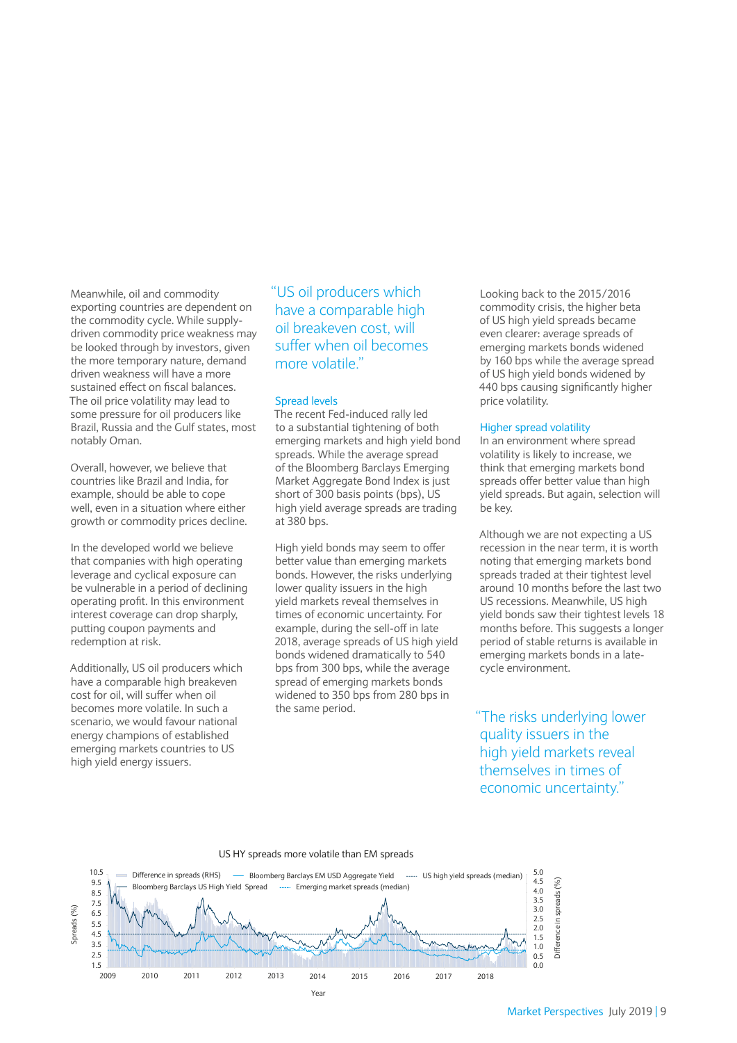Meanwhile, oil and commodity exporting countries are dependent on the commodity cycle. While supply-driven commodity price weakness may be looked through by investors, given the more temporary nature, demand driven weakness will have a more sustained effect on fiscal balances. The oil price volatility may lead to some pressure for oil producers like Brazil, Russia and the Gulf states, most notably Oman.

Overall, however, we believe that countries like Brazil and India, for example, should be able to cope well, even in a situation where either growth or commodity prices decline.

In the developed world we believe that companies with high operating leverage and cyclical exposure can be vulnerable in a period of declining operating profit. In this environment interest coverage can drop sharply, putting coupon payments and redemption at risk.

Additionally, US oil producers which have a comparable high breakeven cost for oil, will suffer when oil becomes more volatile. In such a scenario, we would favour national energy champions of established emerging markets countries to US high yield energy issuers.

> "US oil producers which have a comparable high oil breakeven cost, will suffer when oil becomes more volatile."

### Spread levels

The recent Fed-induced rally led to a substantial tightening of both emerging markets and high yield bond spreads. While the average spread of the Bloomberg Barclays Emerging Market Aggregate Bond Index is just short of 300 basis points (bps), US high yield average spreads are trading at 380 bps.

High yield bonds may seem to offer better value than emerging markets bonds. However, the risks underlying lower quality issuers in the high yield markets reveal themselves in times of economic uncertainty. For example, during the sell-off in late 2018, average spreads of US high yield bonds widened dramatically to 540 bps from 300 bps, while the average spread of emerging markets bonds widened to 350 bps from 280 bps in the same period.

Looking back to the 2015/2016 commodity crisis, the higher beta of US high yield spreads became even clearer: average spreads of emerging markets bonds widened by 160 bps while the average spread of US high yield bonds widened by 440 bps causing significantly higher price volatility.

### Higher spread volatility

In an environment where spread volatility is likely to increase, we think that emerging markets bond spreads offer better value than high yield spreads. But again, selection will be key.

Although we are not expecting a US recession in the near term, it is worth noting that emerging markets bond spreads traded at their tightest level around 10 months before the last two US recessions. Meanwhile, US high yield bonds saw their tightest levels 18 months before. This suggests a longer period of stable returns is available in emerging markets bonds in a late-cycle environment.

> "The risks underlying lower quality issuers in the high yield markets reveal themselves in times of economic uncertainty."

US HY spreads more volatile than EM spreads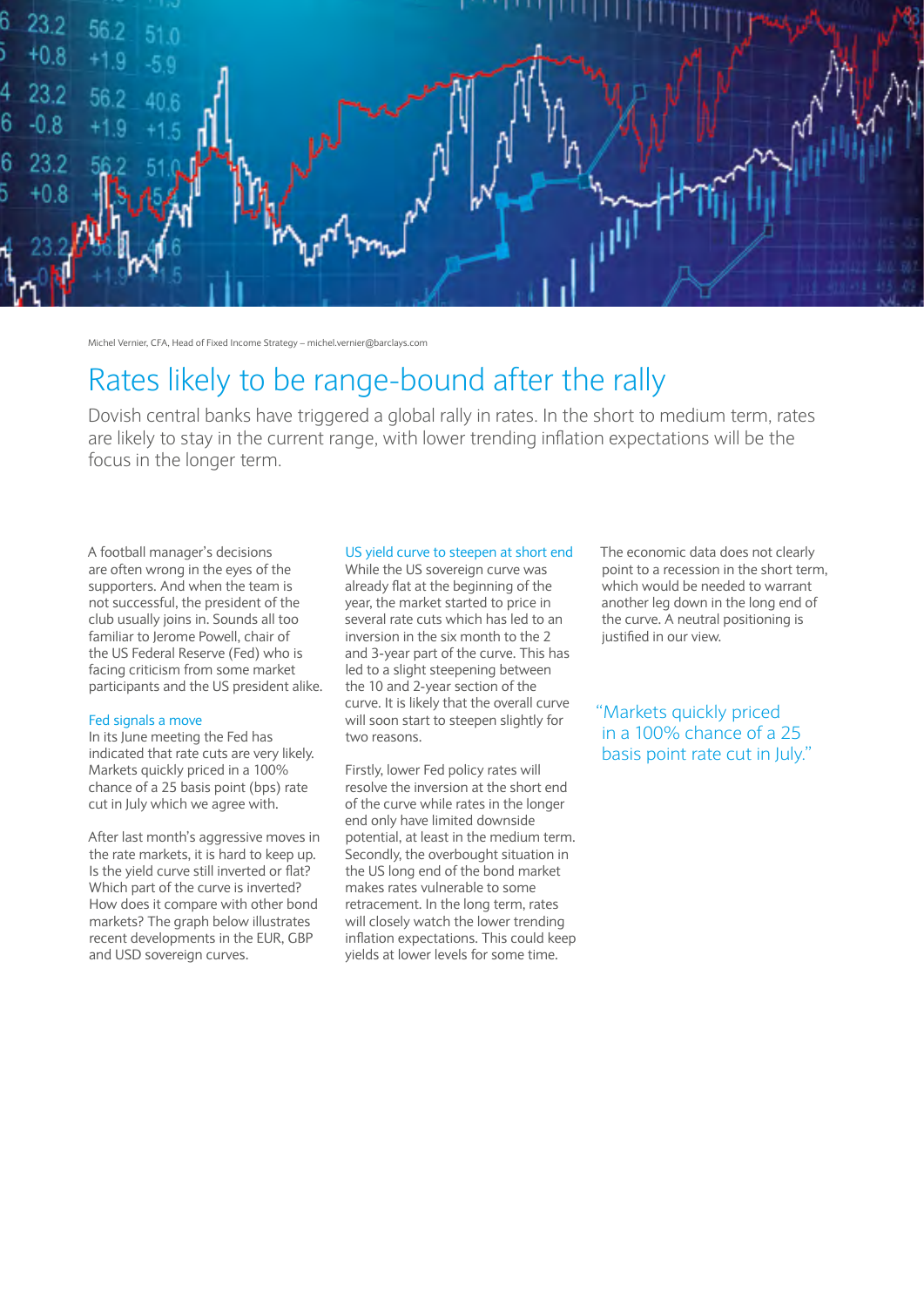Michel Vernier, CFA, Head of Fixed Income Strategy – michel.vernier@barclays.com

# Rates likely to be range-bound after the rally

Dovish central banks have triggered a global rally in rates. In the short to medium term, rates are likely to stay in the current range, with lower trending inflation expectations will be the focus in the longer term.

A football manager's decisions are often wrong in the eyes of the supporters. And when the team is not successful, the president of the club usually joins in. Sounds all too familiar to Jerome Powell, chair of the US Federal Reserve (Fed) who is facing criticism from some market participants and the US president alike.

## Fed signals a move

In its June meeting the Fed has indicated that rate cuts are very likely. Markets quickly priced in a 100% chance of a 25 basis point (bps) rate cut in July which we agree with.

After last month's aggressive moves in the rate markets, it is hard to keep up. Is the yield curve still inverted or flat? Which part of the curve is inverted? How does it compare with other bond markets? The graph below illustrates recent developments in the EUR, GBP and USD sovereign curves.

## US yield curve to steepen at short end

While the US sovereign curve was already flat at the beginning of the year, the market started to price in several rate cuts which has led to an inversion in the six month to the 2 and 3-year part of the curve. This has led to a slight steepening between the 10 and 2-year section of the curve. It is likely that the overall curve will soon start to steepen slightly for two reasons.

Firstly, lower Fed policy rates will resolve the inversion at the short end of the curve while rates in the longer end only have limited downside potential, at least in the medium term. Secondly, the overbought situation in the US long end of the bond market makes rates vulnerable to some retracement. In the long term, rates will closely watch the lower trending inflation expectations. This could keep yields at lower levels for some time.

The economic data does not clearly point to a recession in the short term, which would be needed to warrant another leg down in the long end of the curve. A neutral positioning is justified in our view.

> "Markets quickly priced in a 100% chance of a 25 basis point rate cut in July."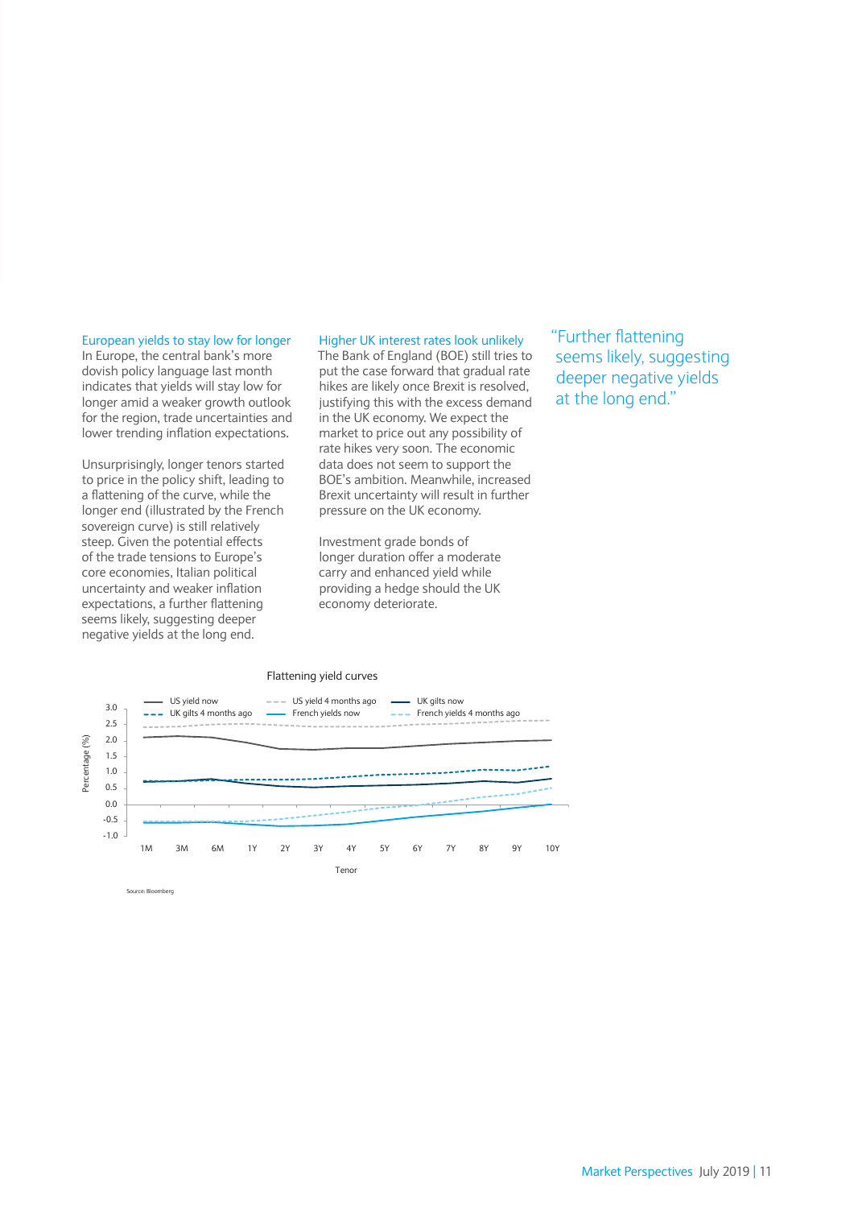### European yields to stay low for longer

In Europe, the central bank's more dovish policy language last month indicates that yields will stay low for longer amid a weaker growth outlook for the region, trade uncertainties and lower trending inflation expectations.

Unsurprisingly, longer tenors started to price in the policy shift, leading to a flattening of the curve, while the longer end (illustrated by the French sovereign curve) is still relatively steep. Given the potential effects of the trade tensions to Europe's core economies, Italian political uncertainty and weaker inflation expectations, a further flattening seems likely, suggesting deeper negative yields at the long end.

### Higher UK interest rates look unlikely

The Bank of England (BOE) still tries to put the case forward that gradual rate hikes are likely once Brexit is resolved, justifying this with the excess demand in the UK economy. We expect the market to price out any possibility of rate hikes very soon. The economic data does not seem to support the BOE's ambition. Meanwhile, increased Brexit uncertainty will result in further pressure on the UK economy.

Investment grade bonds of longer duration offer a moderate carry and enhanced yield while providing a hedge should the UK economy deteriorate.

> "Further flattening seems likely, suggesting deeper negative yields at the long end."

Flattening yield curves

Legend: US yield now; US yield 4 months ago; UK gilts now; UK gilts 4 months ago; French yields now; French yields 4 months ago

Y-axis: Percentage (%) — 3.0, 2.5, 2.0, 1.5, 1.0, 0.5, 0.0, -0.5, -1.0

X-axis: Tenor — 1M, 3M, 6M, 1Y, 2Y, 3Y, 4Y, 5Y, 6Y, 7Y, 8Y, 9Y, 10Y

Source: Bloomberg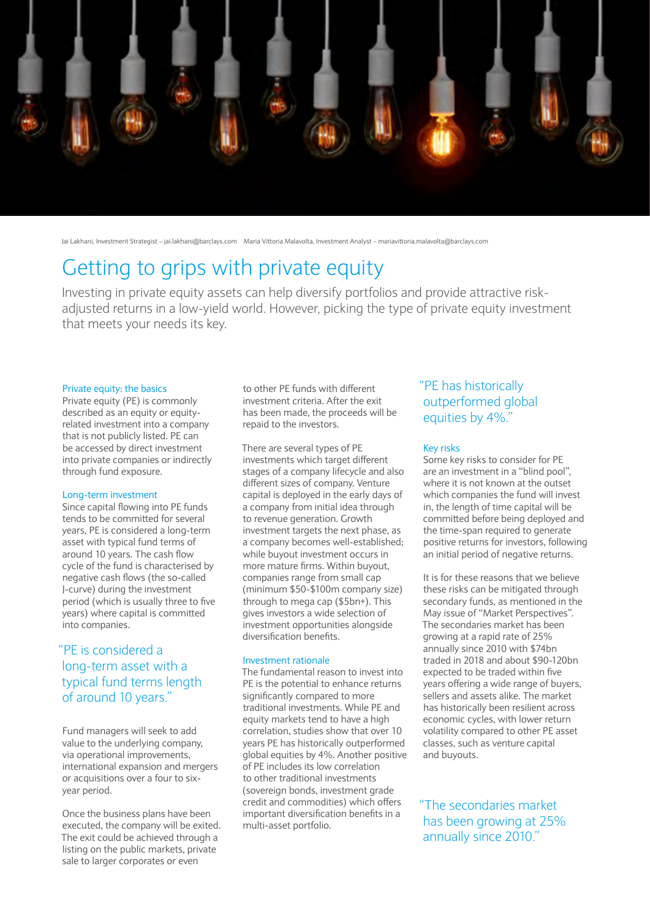Jai Lakhani, Investment Strategist – jai.lakhani@barclays.com Maria Vittoria Malavolta, Investment Analyst – mariavittoria.malavolta@barclays.com

# Getting to grips with private equity

Investing in private equity assets can help diversify portfolios and provide attractive risk-adjusted returns in a low-yield world. However, picking the type of private equity investment that meets your needs its key.

### Private equity: the basics

Private equity (PE) is commonly described as an equity or equity-related investment into a company that is not publicly listed. PE can be accessed by direct investment into private companies or indirectly through fund exposure.

### Long-term investment

Since capital flowing into PE funds tends to be committed for several years, PE is considered a long-term asset with typical fund terms of around 10 years. The cash flow cycle of the fund is characterised by negative cash flows (the so-called J-curve) during the investment period (which is usually three to five years) where capital is committed into companies.

> "PE is considered a long-term asset with a typical fund terms length of around 10 years."

Fund managers will seek to add value to the underlying company, via operational improvements, international expansion and mergers or acquisitions over a four to six-year period.

Once the business plans have been executed, the company will be exited. The exit could be achieved through a listing on the public markets, private sale to larger corporates or even to other PE funds with different investment criteria. After the exit has been made, the proceeds will be repaid to the investors.

There are several types of PE investments which target different stages of a company lifecycle and also different sizes of company. Venture capital is deployed in the early days of a company from initial idea through to revenue generation. Growth investment targets the next phase, as a company becomes well-established; while buyout investment occurs in more mature firms. Within buyout, companies range from small cap (minimum $50-$100m company size) through to mega cap ($5bn+). This gives investors a wide selection of investment opportunities alongside diversification benefits.

### Investment rationale

The fundamental reason to invest into PE is the potential to enhance returns significantly compared to more traditional investments. While PE and equity markets tend to have a high correlation, studies show that over 10 years PE has historically outperformed global equities by 4%. Another positive of PE includes its low correlation to other traditional investments (sovereign bonds, investment grade credit and commodities) which offers important diversification benefits in a multi-asset portfolio.

> "PE has historically outperformed global equities by 4%."

### Key risks

Some key risks to consider for PE are an investment in a "blind pool", where it is not known at the outset which companies the fund will invest in, the length of time capital will be committed before being deployed and the time-span required to generate positive returns for investors, following an initial period of negative returns.

It is for these reasons that we believe these risks can be mitigated through secondary funds, as mentioned in the May issue of "Market Perspectives". The secondaries market has been growing at a rapid rate of 25% annually since 2010 with $74bn traded in 2018 and about $90-120bn expected to be traded within five years offering a wide range of buyers, sellers and assets alike. The market has historically been resilient across economic cycles, with lower return volatility compared to other PE asset classes, such as venture capital and buyouts.

> "The secondaries market has been growing at 25% annually since 2010."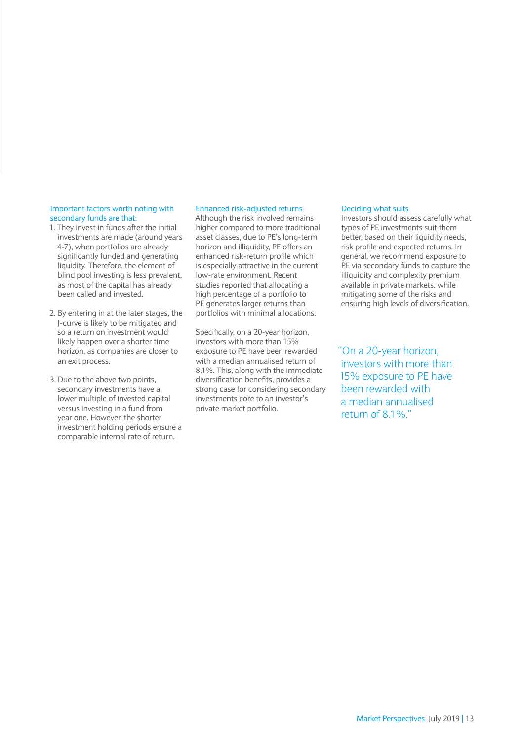### Important factors worth noting with secondary funds are that:

1. They invest in funds after the initial investments are made (around years 4-7), when portfolios are already significantly funded and generating liquidity. Therefore, the element of blind pool investing is less prevalent, as most of the capital has already been called and invested.

2. By entering in at the later stages, the J-curve is likely to be mitigated and so a return on investment would likely happen over a shorter time horizon, as companies are closer to an exit process.

3. Due to the above two points, secondary investments have a lower multiple of invested capital versus investing in a fund from year one. However, the shorter investment holding periods ensure a comparable internal rate of return.

### Enhanced risk-adjusted returns

Although the risk involved remains higher compared to more traditional asset classes, due to PE's long-term horizon and illiquidity, PE offers an enhanced risk-return profile which is especially attractive in the current low-rate environment. Recent studies reported that allocating a high percentage of a portfolio to PE generates larger returns than portfolios with minimal allocations.

Specifically, on a 20-year horizon, investors with more than 15% exposure to PE have been rewarded with a median annualised return of 8.1%. This, along with the immediate diversification benefits, provides a strong case for considering secondary investments core to an investor's private market portfolio.

### Deciding what suits

Investors should assess carefully what types of PE investments suit them better, based on their liquidity needs, risk profile and expected returns. In general, we recommend exposure to PE via secondary funds to capture the illiquidity and complexity premium available in private markets, while mitigating some of the risks and ensuring high levels of diversification.

> "On a 20-year horizon, investors with more than 15% exposure to PE have been rewarded with a median annualised return of 8.1%."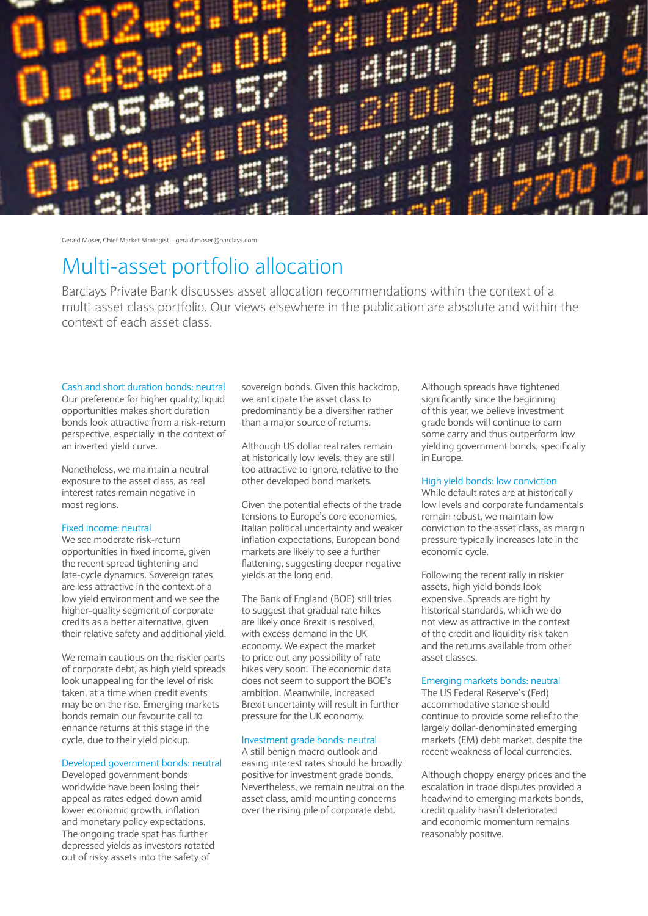Gerald Moser, Chief Market Strategist – gerald.moser@barclays.com

# Multi-asset portfolio allocation

Barclays Private Bank discusses asset allocation recommendations within the context of a multi-asset class portfolio. Our views elsewhere in the publication are absolute and within the context of each asset class.

### Cash and short duration bonds: neutral

Our preference for higher quality, liquid opportunities makes short duration bonds look attractive from a risk-return perspective, especially in the context of an inverted yield curve.

Nonetheless, we maintain a neutral exposure to the asset class, as real interest rates remain negative in most regions.

### Fixed income: neutral

We see moderate risk-return opportunities in fixed income, given the recent spread tightening and late-cycle dynamics. Sovereign rates are less attractive in the context of a low yield environment and we see the higher-quality segment of corporate credits as a better alternative, given their relative safety and additional yield.

We remain cautious on the riskier parts of corporate debt, as high yield spreads look unappealing for the level of risk taken, at a time when credit events may be on the rise. Emerging markets bonds remain our favourite call to enhance returns at this stage in the cycle, due to their yield pickup.

### Developed government bonds: neutral

Developed government bonds worldwide have been losing their appeal as rates edged down amid lower economic growth, inflation and monetary policy expectations. The ongoing trade spat has further depressed yields as investors rotated out of risky assets into the safety of sovereign bonds. Given this backdrop, we anticipate the asset class to predominantly be a diversifier rather than a major source of returns.

Although US dollar real rates remain at historically low levels, they are still too attractive to ignore, relative to the other developed bond markets.

Given the potential effects of the trade tensions to Europe's core economies, Italian political uncertainty and weaker inflation expectations, European bond markets are likely to see a further flattening, suggesting deeper negative yields at the long end.

The Bank of England (BOE) still tries to suggest that gradual rate hikes are likely once Brexit is resolved, with excess demand in the UK economy. We expect the market to price out any possibility of rate hikes very soon. The economic data does not seem to support the BOE's ambition. Meanwhile, increased Brexit uncertainty will result in further pressure for the UK economy.

### Investment grade bonds: neutral

A still benign macro outlook and easing interest rates should be broadly positive for investment grade bonds. Nevertheless, we remain neutral on the asset class, amid mounting concerns over the rising pile of corporate debt.

Although spreads have tightened significantly since the beginning of this year, we believe investment grade bonds will continue to earn some carry and thus outperform low yielding government bonds, specifically in Europe.

### High yield bonds: low conviction

While default rates are at historically low levels and corporate fundamentals remain robust, we maintain low conviction to the asset class, as margin pressure typically increases late in the economic cycle.

Following the recent rally in riskier assets, high yield bonds look expensive. Spreads are tight by historical standards, which we do not view as attractive in the context of the credit and liquidity risk taken and the returns available from other asset classes.

### Emerging markets bonds: neutral

The US Federal Reserve's (Fed) accommodative stance should continue to provide some relief to the largely dollar-denominated emerging markets (EM) debt market, despite the recent weakness of local currencies.

Although choppy energy prices and the escalation in trade disputes provided a headwind to emerging markets bonds, credit quality hasn't deteriorated and economic momentum remains reasonably positive.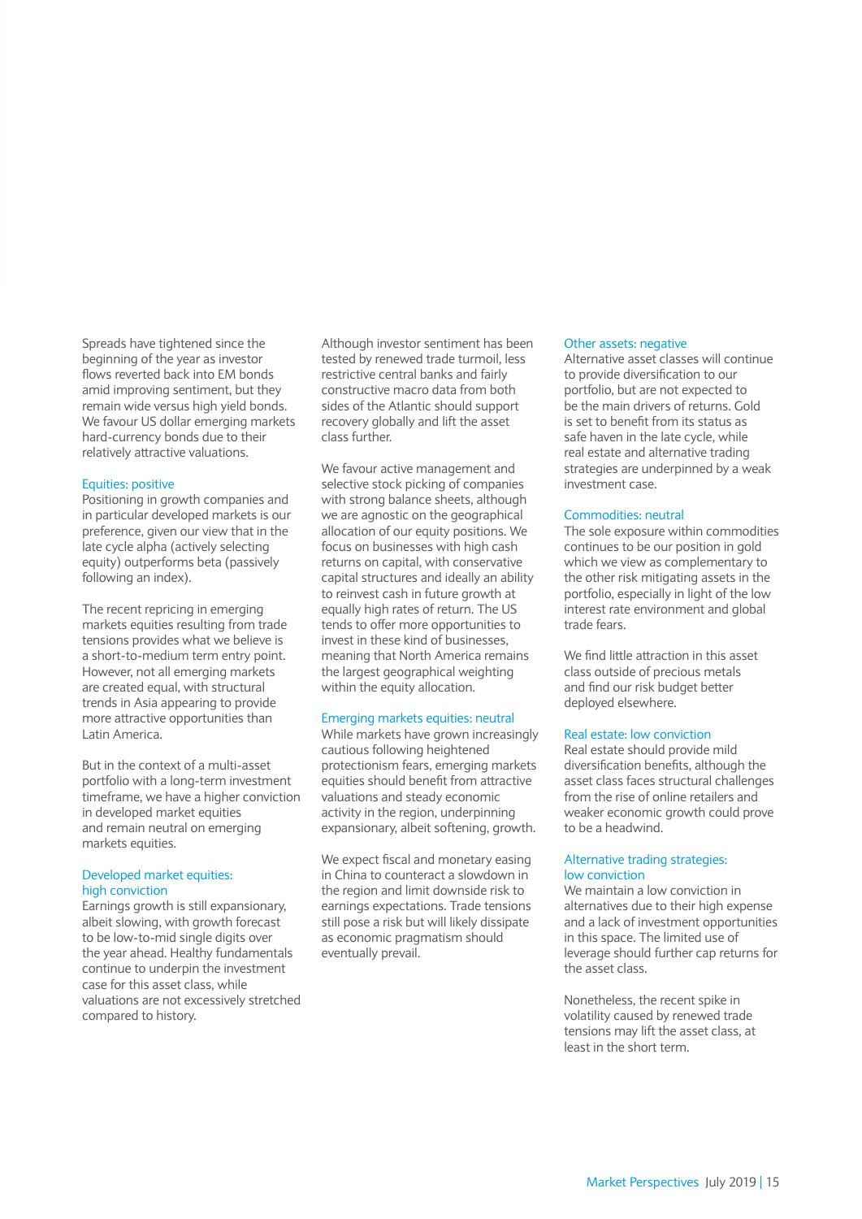Spreads have tightened since the beginning of the year as investor flows reverted back into EM bonds amid improving sentiment, but they remain wide versus high yield bonds. We favour US dollar emerging markets hard-currency bonds due to their relatively attractive valuations.

### Equities: positive

Positioning in growth companies and in particular developed markets is our preference, given our view that in the late cycle alpha (actively selecting equity) outperforms beta (passively following an index).

The recent repricing in emerging markets equities resulting from trade tensions provides what we believe is a short-to-medium term entry point. However, not all emerging markets are created equal, with structural trends in Asia appearing to provide more attractive opportunities than Latin America.

But in the context of a multi-asset portfolio with a long-term investment timeframe, we have a higher conviction in developed market equities and remain neutral on emerging markets equities.

### Developed market equities: high conviction

Earnings growth is still expansionary, albeit slowing, with growth forecast to be low-to-mid single digits over the year ahead. Healthy fundamentals continue to underpin the investment case for this asset class, while valuations are not excessively stretched compared to history.

Although investor sentiment has been tested by renewed trade turmoil, less restrictive central banks and fairly constructive macro data from both sides of the Atlantic should support recovery globally and lift the asset class further.

We favour active management and selective stock picking of companies with strong balance sheets, although we are agnostic on the geographical allocation of our equity positions. We focus on businesses with high cash returns on capital, with conservative capital structures and ideally an ability to reinvest cash in future growth at equally high rates of return. The US tends to offer more opportunities to invest in these kind of businesses, meaning that North America remains the largest geographical weighting within the equity allocation.

### Emerging markets equities: neutral

While markets have grown increasingly cautious following heightened protectionism fears, emerging markets equities should benefit from attractive valuations and steady economic activity in the region, underpinning expansionary, albeit softening, growth.

We expect fiscal and monetary easing in China to counteract a slowdown in the region and limit downside risk to earnings expectations. Trade tensions still pose a risk but will likely dissipate as economic pragmatism should eventually prevail.

### Other assets: negative

Alternative asset classes will continue to provide diversification to our portfolio, but are not expected to be the main drivers of returns. Gold is set to benefit from its status as safe haven in the late cycle, while real estate and alternative trading strategies are underpinned by a weak investment case.

### Commodities: neutral

The sole exposure within commodities continues to be our position in gold which we view as complementary to the other risk mitigating assets in the portfolio, especially in light of the low interest rate environment and global trade fears.

We find little attraction in this asset class outside of precious metals and find our risk budget better deployed elsewhere.

### Real estate: low conviction

Real estate should provide mild diversification benefits, although the asset class faces structural challenges from the rise of online retailers and weaker economic growth could prove to be a headwind.

### Alternative trading strategies: low conviction

We maintain a low conviction in alternatives due to their high expense and a lack of investment opportunities in this space. The limited use of leverage should further cap returns for the asset class.

Nonetheless, the recent spike in volatility caused by renewed trade tensions may lift the asset class, at least in the short term.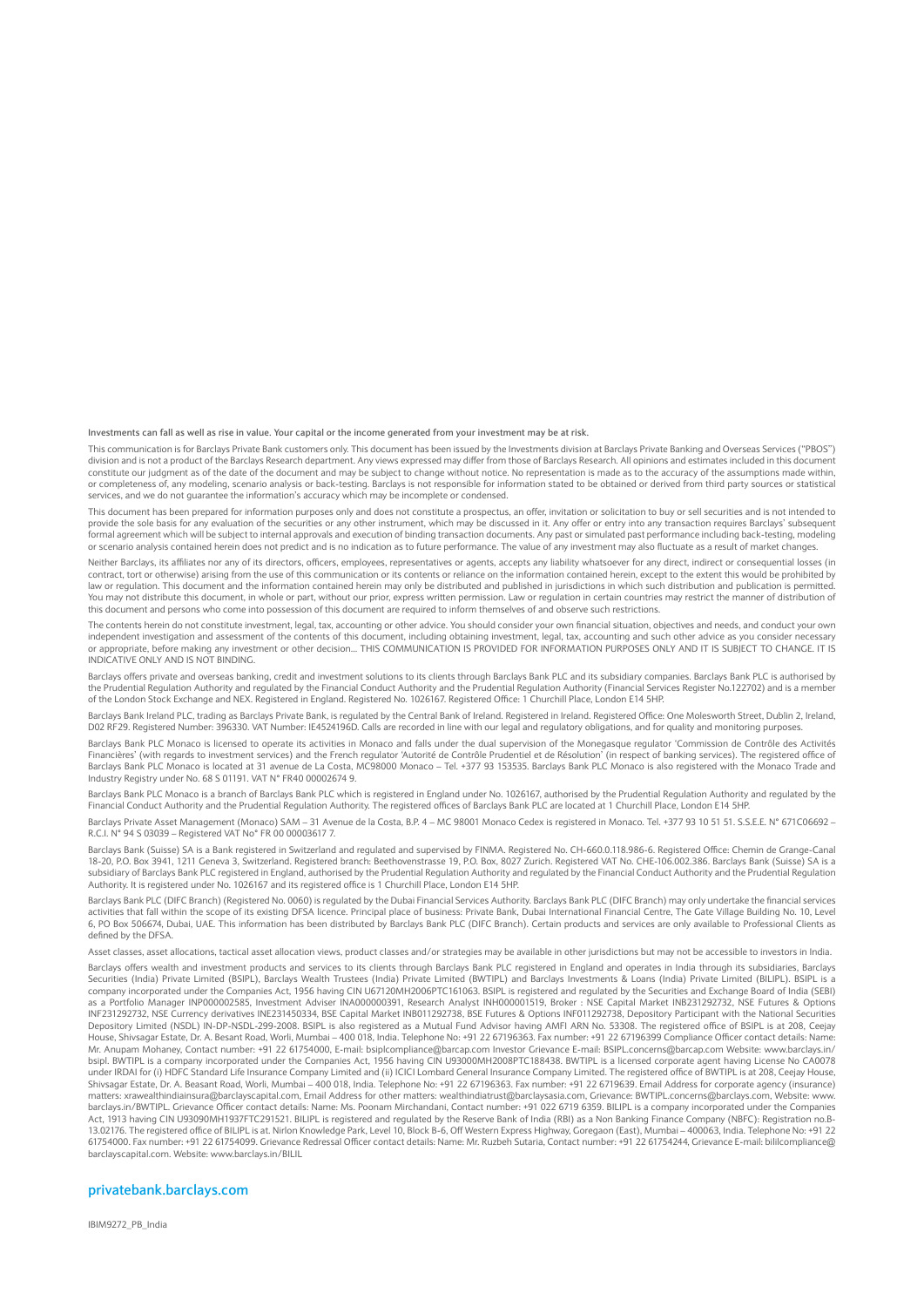**Investments can fall as well as rise in value. Your capital or the income generated from your investment may be at risk.**

This communication is for Barclays Private Bank customers only. This document has been issued by the Investments division at Barclays Private Banking and Overseas Services ("PBOS") division and is not a product of the Barclays Research department. Any views expressed may differ from those of Barclays Research. All opinions and estimates included in this document constitute our judgment as of the date of the document and may be subject to change without notice. No representation is made as to the accuracy of the assumptions made within, or completeness of, any modeling, scenario analysis or back-testing. Barclays is not responsible for information stated to be obtained or derived from third party sources or statistical services, and we do not guarantee the information's accuracy which may be incomplete or condensed.

This document has been prepared for information purposes only and does not constitute a prospectus, an offer, invitation or solicitation to buy or sell securities and is not intended to provide the sole basis for any evaluation of the securities or any other instrument, which may be discussed in it. Any offer or entry into any transaction requires Barclays' subsequent formal agreement which will be subject to internal approvals and execution of binding transaction documents. Any past or simulated past performance including back-testing, modeling or scenario analysis contained herein does not predict and is no indication as to future performance. The value of any investment may also fluctuate as a result of market changes.

Neither Barclays, its affiliates nor any of its directors, officers, employees, representatives or agents, accepts any liability whatsoever for any direct, indirect or consequential losses (in contract, tort or otherwise) arising from the use of this communication or its contents or reliance on the information contained herein, except to the extent this would be prohibited by law or regulation. This document and the information contained herein may only be distributed and published in jurisdictions in which such distribution and publication is permitted. You may not distribute this document, in whole or part, without our prior, express written permission. Law or regulation in certain countries may restrict the manner of distribution of this document and persons who come into possession of this document are required to inform themselves of and observe such restrictions.

The contents herein do not constitute investment, legal, tax, accounting or other advice. You should consider your own financial situation, objectives and needs, and conduct your own independent investigation and assessment of the contents of this document, including obtaining investment, legal, tax, accounting and such other advice as you consider necessary or appropriate, before making any investment or other decision... THIS COMMUNICATION IS PROVIDED FOR INFORMATION PURPOSES ONLY AND IT IS SUBJECT TO CHANGE. IT IS INDICATIVE ONLY AND IS NOT BINDING.

Barclays offers private and overseas banking, credit and investment solutions to its clients through Barclays Bank PLC and its subsidiary companies. Barclays Bank PLC is authorised by the Prudential Regulation Authority and regulated by the Financial Conduct Authority and the Prudential Regulation Authority (Financial Services Register No.122702) and is a member of the London Stock Exchange and NEX. Registered in England. Registered No. 1026167. Registered Office: 1 Churchill Place, London E14 5HP.

Barclays Bank Ireland PLC, trading as Barclays Private Bank, is regulated by the Central Bank of Ireland. Registered in Ireland. Registered Office: One Molesworth Street, Dublin 2, Ireland, D02 RF29. Registered Number: 396330. VAT Number: IE4524196D. Calls are recorded in line with our legal and regulatory obligations, and for quality and monitoring purposes.

Barclays Bank PLC Monaco is licensed to operate its activities in Monaco and falls under the dual supervision of the Monegasque regulator 'Commission de Contrôle des Activités Financières' (with regards to investment services) and the French regulator 'Autorité de Contrôle Prudentiel et de Résolution' (in respect of banking services). The registered office of Barclays Bank PLC Monaco is located at 31 avenue de La Costa, MC98000 Monaco – Tel. +377 93 153535. Barclays Bank PLC Monaco is also registered with the Monaco Trade and Industry Registry under No. 68 S 01191. VAT N° FR40 00002674 9.

Barclays Bank PLC Monaco is a branch of Barclays Bank PLC which is registered in England under No. 1026167, authorised by the Prudential Regulation Authority and regulated by the Financial Conduct Authority and the Prudential Regulation Authority. The registered offices of Barclays Bank PLC are located at 1 Churchill Place, London E14 5HP.

Barclays Private Asset Management (Monaco) SAM – 31 Avenue de la Costa, B.P. 4 – MC 98001 Monaco Cedex is registered in Monaco. Tel. +377 93 10 51 51. S.S.E.E. N° 671C06692 – R.C.I. N° 94 S 03039 – Registered VAT No° FR 00 00003617 7.

Barclays Bank (Suisse) SA is a Bank registered in Switzerland and regulated and supervised by FINMA. Registered No. CH-660.0.118.986-6. Registered Office: Chemin de Grange-Canal 18-20, P.O. Box 3941, 1211 Geneva 3, Switzerland. Registered branch: Beethovenstrasse 19, P.O. Box, 8027 Zurich. Registered VAT No. CHE-106.002.386. Barclays Bank (Suisse) SA is a subsidiary of Barclays Bank PLC registered in England, authorised by the Prudential Regulation Authority and regulated by the Financial Conduct Authority and the Prudential Regulation Authority. It is registered under No. 1026167 and its registered office is 1 Churchill Place, London E14 5HP.

Barclays Bank PLC (DIFC Branch) (Registered No. 0060) is regulated by the Dubai Financial Services Authority. Barclays Bank PLC (DIFC Branch) may only undertake the financial services activities that fall within the scope of its existing DFSA licence. Principal place of business: Private Bank, Dubai International Financial Centre, The Gate Village Building No. 10, Level 6, PO Box 506674, Dubai, UAE. This information has been distributed by Barclays Bank PLC (DIFC Branch). Certain products and services are only available to Professional Clients as defined by the DFSA.

Asset classes, asset allocations, tactical asset allocation views, product classes and/or strategies may be available in other jurisdictions but may not be accessible to investors in India.

Barclays offers wealth and investment products and services to its clients through Barclays Bank PLC registered in England and operates in India through its subsidiaries, Barclays Securities (India) Private Limited (BSIPL), Barclays Wealth Trustees (India) Private Limited (BWTIPL) and Barclays Investments & Loans (India) Private Limited (BILIPL). BSIPL is a company incorporated under the Companies Act, 1956 having CIN U67120MH2006PTC161063. BSIPL is registered and regulated by the Securities and Exchange Board of India (SEBI) as a Portfolio Manager INP000002585, Investment Adviser INA000000391, Research Analyst INH000001519, Broker : NSE Capital Market INB231292732, NSE Futures & Options INF231292732, NSE Currency derivatives INE231450334, BSE Capital Market INB011292738, BSE Futures & Options INF011292738, Depository Participant with the National Securities Depository Limited (NSDL) IN-DP-NSDL-299-2008. BSIPL is also registered as a Mutual Fund Advisor having AMFI ARN No. 53308. The registered office of BSIPL is at 208, Ceejay House, Shivsagar Estate, Dr. A. Besant Road, Worli, Mumbai – 400 018, India. Telephone No: +91 22 67196363. Fax number: +91 22 67196399 Compliance Officer contact details: Name: Mr. Anupam Mohaney, Contact number: +91 22 61754000, E-mail: bsiplcompliance@barcap.com Investor Grievance E-mail: BSIPL.concerns@barcap.com Website: www.barclays.in/bsipl. BWTIPL is a company incorporated under the Companies Act, 1956 having CIN U93000MH2008PTC188438. BWTIPL is a licensed corporate agent having License No CA0078 under IRDAI for (i) HDFC Standard Life Insurance Company Limited and (ii) ICICI Lombard General Insurance Company Limited. The registered office of BWTIPL is at 208, Ceejay House, Shivsagar Estate, Dr. A. Beasant Road, Worli, Mumbai – 400 018, India. Telephone No: +91 22 67196363. Fax number: +91 22 6719639. Email Address for corporate agency (insurance) matters: xrawealthindiainsura@barclayscapital.com, Email Address for other matters: wealthindiatrust@barclaysasia.com, Grievance: BWTIPL.concerns@barclays.com, Website: www.barclays.in/BWTIPL. Grievance Officer contact details: Name: Ms. Poonam Mirchandani, Contact number: +91 022 6719 6359. BILIPL is a company incorporated under the Companies Act, 1913 having CIN U93090MH1937FTC291521. BILIPL is registered and regulated by the Reserve Bank of India (RBI) as a Non Banking Finance Company (NBFC): Registration no.B-13.02176. The registered office of BILIPL is at. Nirlon Knowledge Park, Level 10, Block B-6, Off Western Express Highway, Goregaon (East), Mumbai – 400063, India. Telephone No: +91 22 61754000. Fax number: +91 22 61754099. Grievance Redressal Officer contact details: Name: Mr. Ruzbeh Sutaria, Contact number: +91 22 61754244, Grievance E-mail: bililcompliance@barclayscapital.com. Website: www.barclays.in/BILIL

**privatebank.barclays.com**

IBIM9272_PB_India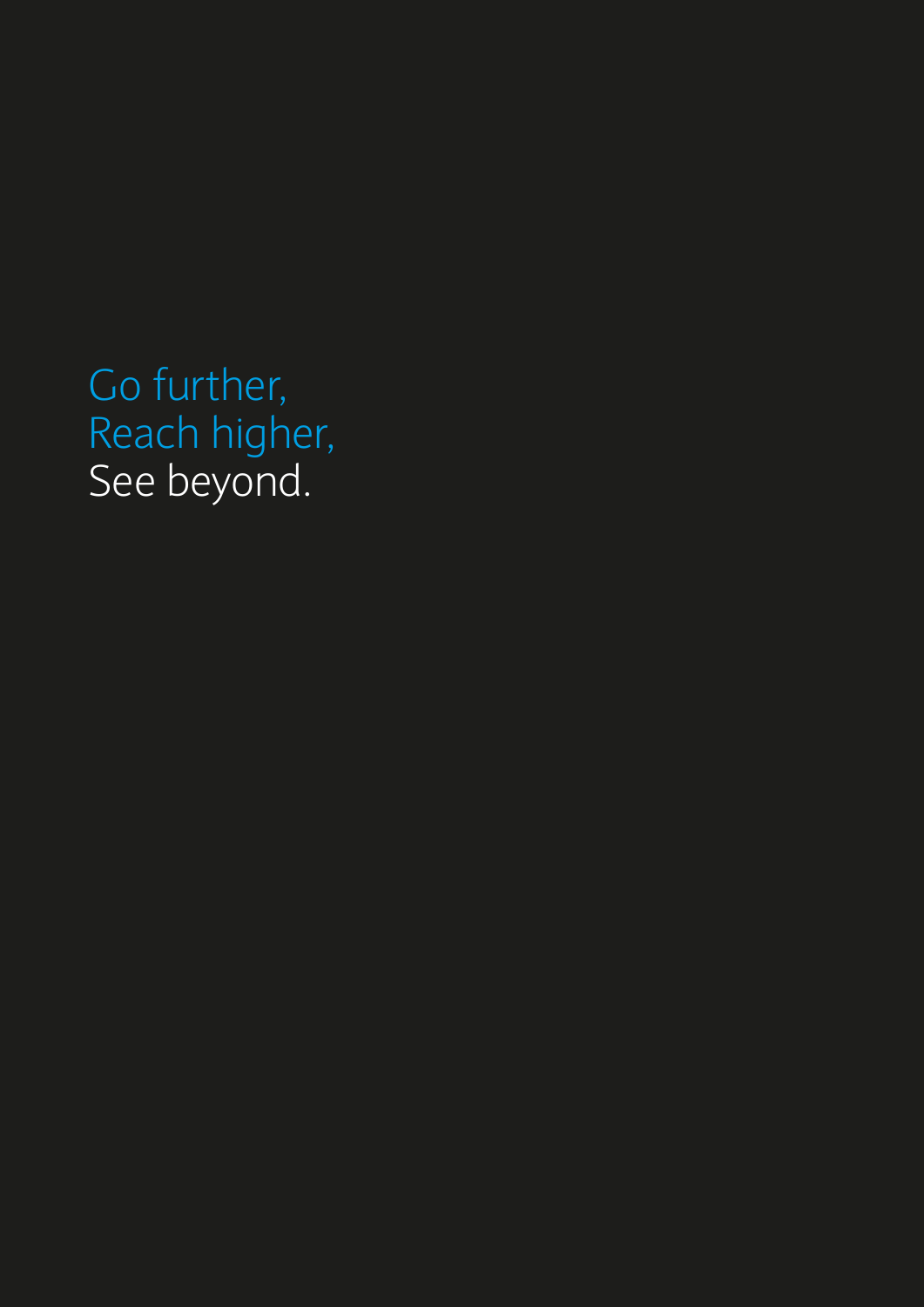Go further,
Reach higher,
See beyond.